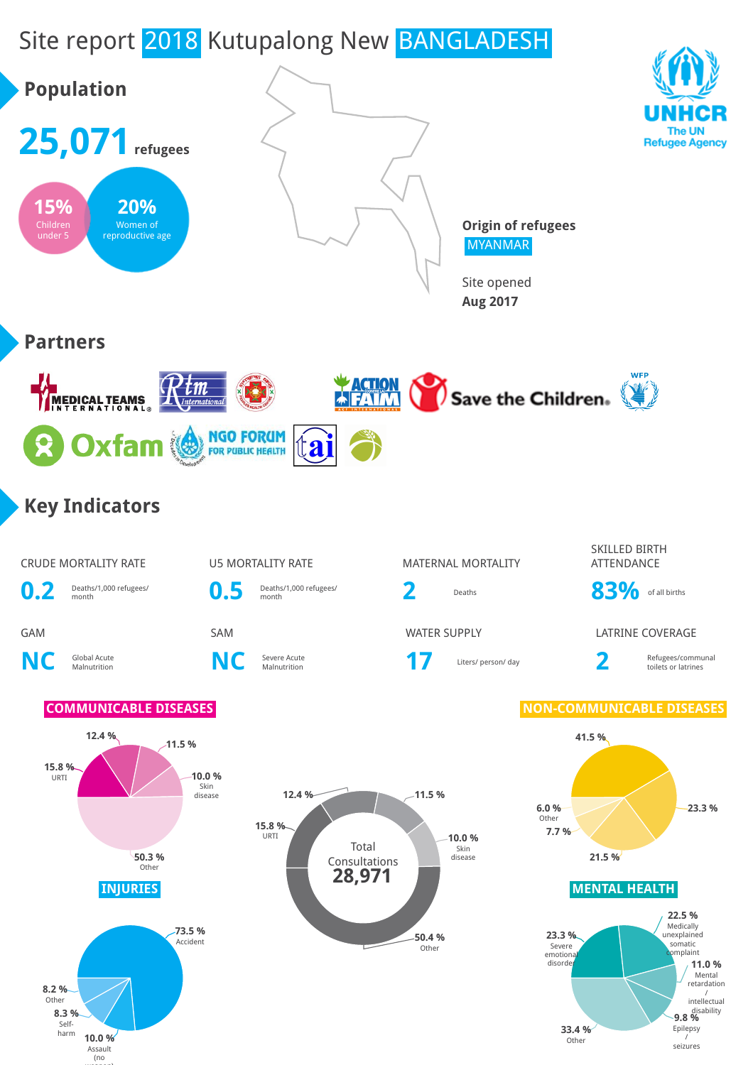# Site report 2018 Kutupalong New BANGLADESH

UNHCR
The UN Refugee Agency

## Population

**25,071** refugees

**15%** Children under 5

**20%** Women of reproductive age

**Origin of refugees**
MYANMAR

Site opened
**Aug 2017**

## Partners

Medical Teams International, Rtm International, Action contre la Faim, Save the Children, WFP, Oxfam, NGO Forum for Public Health, tai

## Key Indicators

| Indicator | Value | Unit |
|---|---|---|
| CRUDE MORTALITY RATE | 0.2 | Deaths/1,000 refugees/ month |
| U5 MORTALITY RATE | 0.5 | Deaths/1,000 refugees/ month |
| MATERNAL MORTALITY | 2 | Deaths |
| SKILLED BIRTH ATTENDANCE | 83% | of all births |
| GAM | NC | Global Acute Malnutrition |
| SAM | NC | Severe Acute Malnutrition |
| WATER SUPPLY | 17 | Liters/ person/ day |
| LATRINE COVERAGE | 2 | Refugees/communal toilets or latrines |

### COMMUNICABLE DISEASES

- 15.8 % URTI
- 12.4 %
- 11.5 %
- 10.0 % Skin disease
- 50.3 % Other

### Total Consultations 28,971

- 15.8 % URTI
- 12.4 %
- 11.5 %
- 10.0 % Skin disease
- 50.4 % Other

### NON-COMMUNICABLE DISEASES

- 41.5 %
- 23.3 %
- 21.5 %
- 7.7 %
- 6.0 % Other

### INJURIES

- 73.5 % Accident
- 10.0 % Assault (no weapon)
- 8.3 % Self-harm
- 8.2 % Other

### MENTAL HEALTH

- 22.5 % Medically unexplained somatic complaint
- 11.0 % Mental retardation / intellectual disability
- 9.8 % Epilepsy / seizures
- 33.4 % Other
- 23.3 % Severe emotional disorder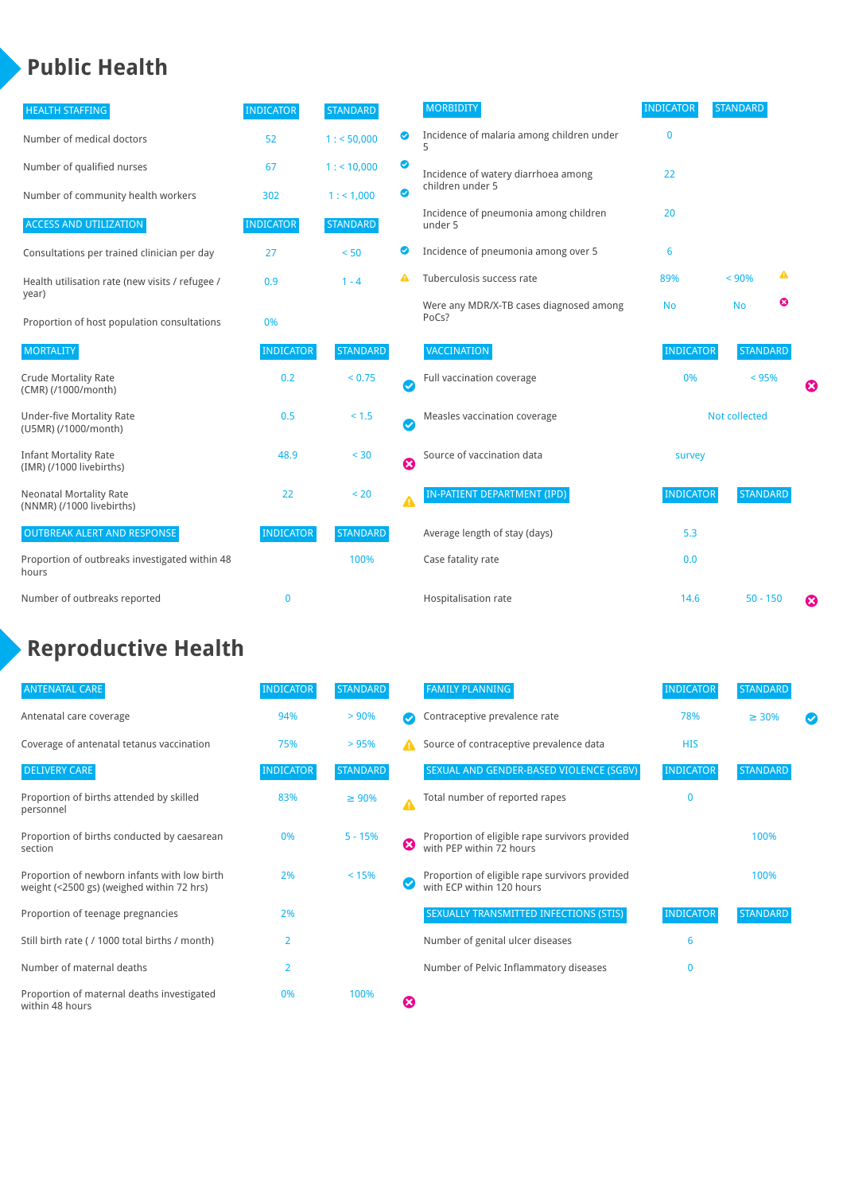# Public Health

| HEALTH STAFFING | INDICATOR | STANDARD | |
|---|---|---|---|
| Number of medical doctors | 52 | 1 : < 50,000 | ✔ |
| Number of qualified nurses | 67 | 1 : < 10,000 | ✔ |
| Number of community health workers | 302 | 1 : < 1,000 | ✔ |

| ACCESS AND UTILIZATION | INDICATOR | STANDARD | |
|---|---|---|---|
| Consultations per trained clinician per day | 27 | < 50 | ✔ |
| Health utilisation rate (new visits / refugee / year) | 0.9 | 1 - 4 | ⚠ |
| Proportion of host population consultations | 0% | | |

| MORTALITY | INDICATOR | STANDARD | |
|---|---|---|---|
| Crude Mortality Rate (CMR) (/1000/month) | 0.2 | < 0.75 | ✔ |
| Under-five Mortality Rate (U5MR) (/1000/month) | 0.5 | < 1.5 | ✔ |
| Infant Mortality Rate (IMR) (/1000 livebirths) | 48.9 | < 30 | ✖ |
| Neonatal Mortality Rate (NNMR) (/1000 livebirths) | 22 | < 20 | ⚠ |

| OUTBREAK ALERT AND RESPONSE | INDICATOR | STANDARD |
|---|---|---|
| Proportion of outbreaks investigated within 48 hours | | 100% |
| Number of outbreaks reported | 0 | |

| MORBIDITY | INDICATOR | STANDARD | |
|---|---|---|---|
| Incidence of malaria among children under 5 | 0 | | |
| Incidence of watery diarrhoea among children under 5 | 22 | | |
| Incidence of pneumonia among children under 5 | 20 | | |
| Incidence of pneumonia among over 5 | 6 | | |
| Tuberculosis success rate | 89% | < 90% | ⚠ |
| Were any MDR/X-TB cases diagnosed among PoCs? | No | No | ✖ |

| VACCINATION | INDICATOR | STANDARD | |
|---|---|---|---|
| Full vaccination coverage | 0% | < 95% | ✖ |
| Measles vaccination coverage | Not collected | | |
| Source of vaccination data | survey | | |

| IN-PATIENT DEPARTMENT (IPD) | INDICATOR | STANDARD | |
|---|---|---|---|
| Average length of stay (days) | 5.3 | | |
| Case fatality rate | 0.0 | | |
| Hospitalisation rate | 14.6 | 50 - 150 | ✖ |

# Reproductive Health

| ANTENATAL CARE | INDICATOR | STANDARD | |
|---|---|---|---|
| Antenatal care coverage | 94% | > 90% | ✔ |
| Coverage of antenatal tetanus vaccination | 75% | > 95% | ⚠ |

| DELIVERY CARE | INDICATOR | STANDARD | |
|---|---|---|---|
| Proportion of births attended by skilled personnel | 83% | ≥ 90% | ⚠ |
| Proportion of births conducted by caesarean section | 0% | 5 - 15% | ✖ |
| Proportion of newborn infants with low birth weight (<2500 gs) (weighed within 72 hrs) | 2% | < 15% | ✔ |
| Proportion of teenage pregnancies | 2% | | |
| Still birth rate ( / 1000 total births / month) | 2 | | |
| Number of maternal deaths | 2 | | |
| Proportion of maternal deaths investigated within 48 hours | 0% | 100% | ✖ |

| FAMILY PLANNING | INDICATOR | STANDARD | |
|---|---|---|---|
| Contraceptive prevalence rate | 78% | ≥ 30% | ✔ |
| Source of contraceptive prevalence data | HIS | | |

| SEXUAL AND GENDER-BASED VIOLENCE (SGBV) | INDICATOR | STANDARD |
|---|---|---|
| Total number of reported rapes | 0 | |
| Proportion of eligible rape survivors provided with PEP within 72 hours | | 100% |
| Proportion of eligible rape survivors provided with ECP within 120 hours | | 100% |

| SEXUALLY TRANSMITTED INFECTIONS (STIS) | INDICATOR | STANDARD |
|---|---|---|
| Number of genital ulcer diseases | 6 | |
| Number of Pelvic Inflammatory diseases | 0 | |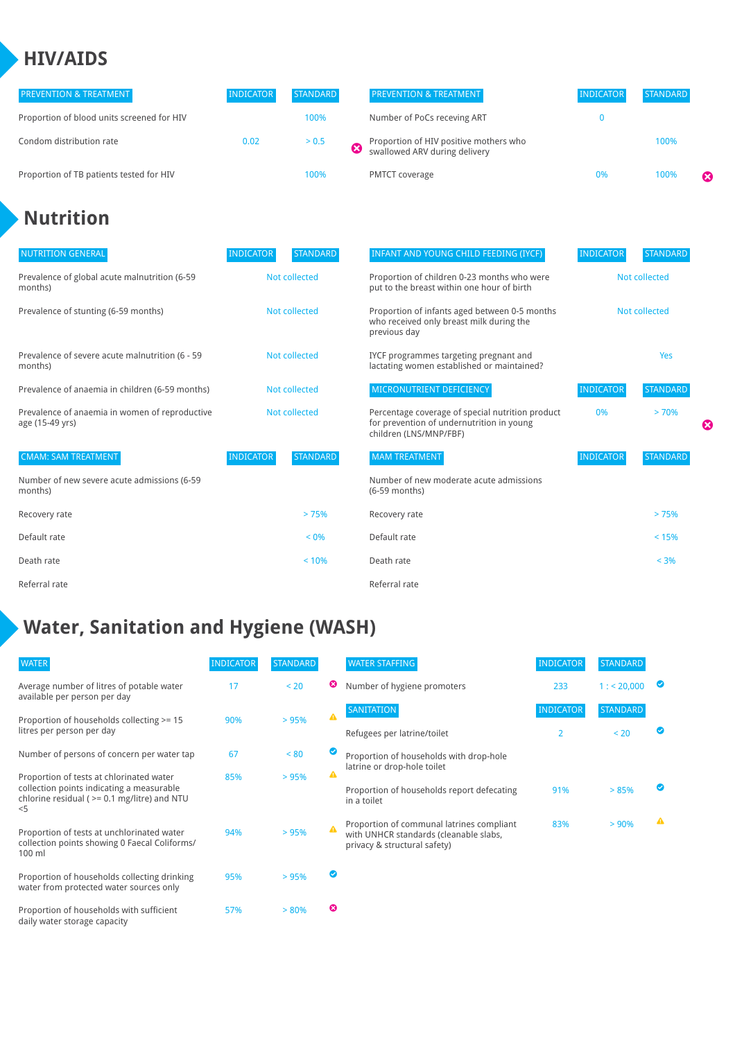# HIV/AIDS

| PREVENTION & TREATMENT | INDICATOR | STANDARD | |
|---|---|---|---|
| Proportion of blood units screened for HIV | | 100% | |
| Condom distribution rate | 0.02 | > 0.5 | ✖ |
| Proportion of TB patients tested for HIV | | 100% | |

| PREVENTION & TREATMENT | INDICATOR | STANDARD | |
|---|---|---|---|
| Number of PoCs receving ART | 0 | | |
| Proportion of HIV positive mothers who swallowed ARV during delivery | | 100% | |
| PMTCT coverage | 0% | 100% | ✖ |

# Nutrition

| NUTRITION GENERAL | INDICATOR | STANDARD |
|---|---|---|
| Prevalence of global acute malnutrition (6-59 months) | Not collected | |
| Prevalence of stunting (6-59 months) | Not collected | |
| Prevalence of severe acute malnutrition (6 - 59 months) | Not collected | |
| Prevalence of anaemia in children (6-59 months) | Not collected | |
| Prevalence of anaemia in women of reproductive age (15-49 yrs) | Not collected | |

| INFANT AND YOUNG CHILD FEEDING (IYCF) | INDICATOR | STANDARD |
|---|---|---|
| Proportion of children 0-23 months who were put to the breast within one hour of birth | Not collected | |
| Proportion of infants aged between 0-5 months who received only breast milk during the previous day | Not collected | |
| IYCF programmes targeting pregnant and lactating women established or maintained? | | Yes |

| MICRONUTRIENT DEFICIENCY | INDICATOR | STANDARD | |
|---|---|---|---|
| Percentage coverage of special nutrition product for prevention of undernutrition in young children (LNS/MNP/FBF) | 0% | > 70% | ✖ |

| CMAM: SAM TREATMENT | INDICATOR | STANDARD |
|---|---|---|
| Number of new severe acute admissions (6-59 months) | | |
| Recovery rate | | > 75% |
| Default rate | | < 0% |
| Death rate | | < 10% |
| Referral rate | | |

| MAM TREATMENT | INDICATOR | STANDARD |
|---|---|---|
| Number of new moderate acute admissions (6-59 months) | | |
| Recovery rate | | > 75% |
| Default rate | | < 15% |
| Death rate | | < 3% |
| Referral rate | | |

# Water, Sanitation and Hygiene (WASH)

| WATER | INDICATOR | STANDARD | |
|---|---|---|---|
| Average number of litres of potable water available per person per day | 17 | < 20 | ✖ |
| Proportion of households collecting >= 15 litres per person per day | 90% | > 95% | ⚠ |
| Number of persons of concern per water tap | 67 | < 80 | ✔ |
| Proportion of tests at chlorinated water collection points indicating a measurable chlorine residual ( >= 0.1 mg/litre) and NTU <5 | 85% | > 95% | ⚠ |
| Proportion of tests at unchlorinated water collection points showing 0 Faecal Coliforms/ 100 ml | 94% | > 95% | ⚠ |
| Proportion of households collecting drinking water from protected water sources only | 95% | > 95% | ✔ |
| Proportion of households with sufficient daily water storage capacity | 57% | > 80% | ✖ |

| WATER STAFFING | INDICATOR | STANDARD | |
|---|---|---|---|
| Number of hygiene promoters | 233 | 1 : < 20,000 | ✔ |

| SANITATION | INDICATOR | STANDARD | |
|---|---|---|---|
| Refugees per latrine/toilet | 2 | < 20 | ✔ |
| Proportion of households with drop-hole latrine or drop-hole toilet | | | |
| Proportion of households report defecating in a toilet | 91% | > 85% | ✔ |
| Proportion of communal latrines compliant with UNHCR standards (cleanable slabs, privacy & structural safety) | 83% | > 90% | ⚠ |